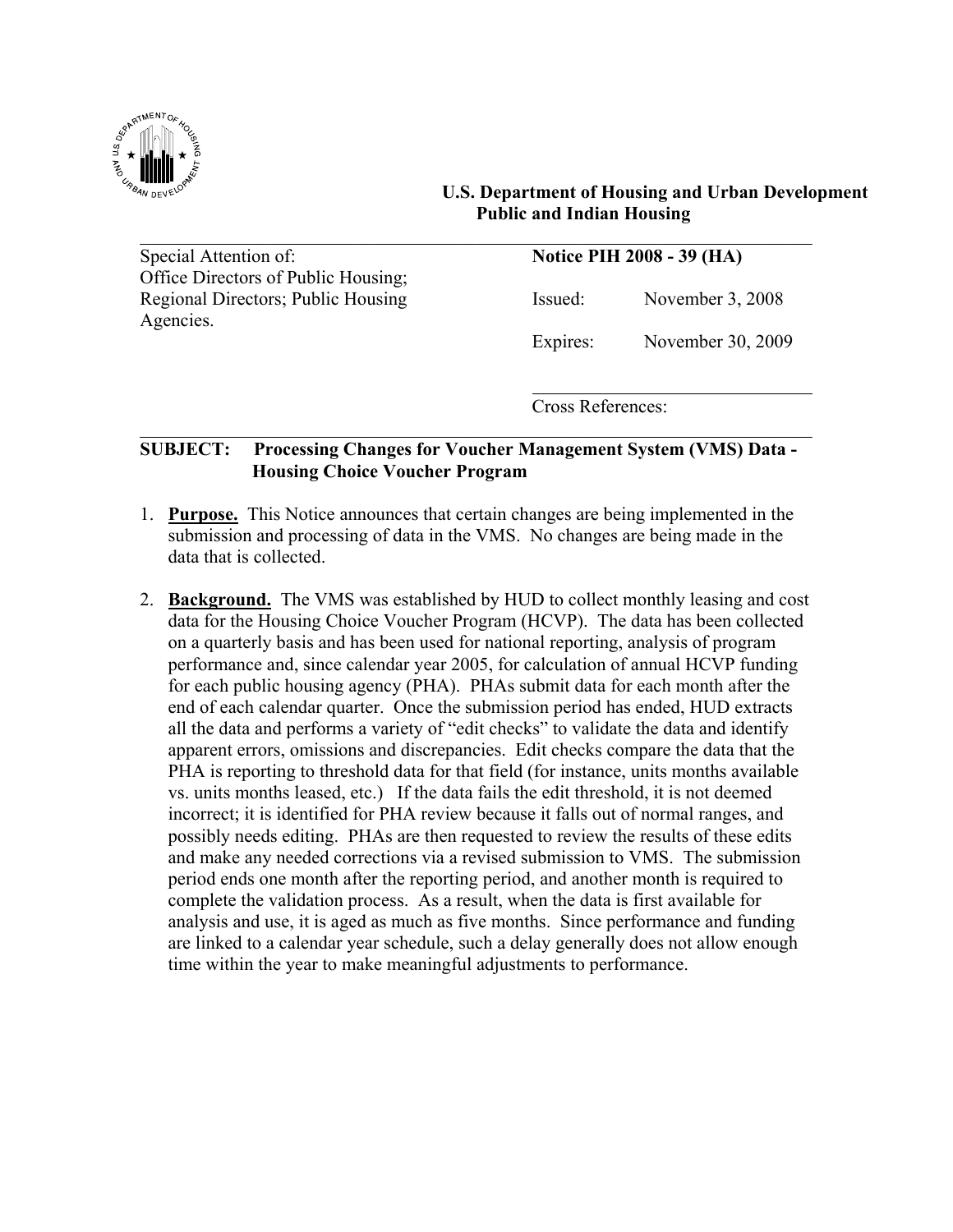**U.S. Department of Housing and Urban Development**
**Public and Indian Housing**

| Special Attention of: | **Notice PIH 2008 - 39 (HA)** | |
|---|---|---|
| Office Directors of Public Housing; Regional Directors; Public Housing Agencies. | Issued: | November 3, 2008 |
| | Expires: | November 30, 2009 |
| | Cross References: | |

**SUBJECT: Processing Changes for Voucher Management System (VMS) Data - Housing Choice Voucher Program**

1. **Purpose.** This Notice announces that certain changes are being implemented in the submission and processing of data in the VMS. No changes are being made in the data that is collected.

2. **Background.** The VMS was established by HUD to collect monthly leasing and cost data for the Housing Choice Voucher Program (HCVP). The data has been collected on a quarterly basis and has been used for national reporting, analysis of program performance and, since calendar year 2005, for calculation of annual HCVP funding for each public housing agency (PHA). PHAs submit data for each month after the end of each calendar quarter. Once the submission period has ended, HUD extracts all the data and performs a variety of "edit checks" to validate the data and identify apparent errors, omissions and discrepancies. Edit checks compare the data that the PHA is reporting to threshold data for that field (for instance, units months available vs. units months leased, etc.) If the data fails the edit threshold, it is not deemed incorrect; it is identified for PHA review because it falls out of normal ranges, and possibly needs editing. PHAs are then requested to review the results of these edits and make any needed corrections via a revised submission to VMS. The submission period ends one month after the reporting period, and another month is required to complete the validation process. As a result, when the data is first available for analysis and use, it is aged as much as five months. Since performance and funding are linked to a calendar year schedule, such a delay generally does not allow enough time within the year to make meaningful adjustments to performance.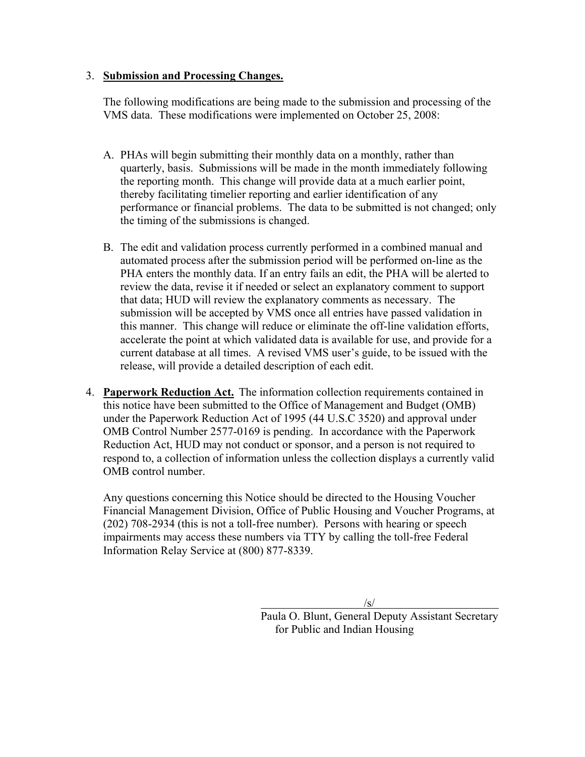3. **Submission and Processing Changes.**

   The following modifications are being made to the submission and processing of the VMS data. These modifications were implemented on October 25, 2008:

   A. PHAs will begin submitting their monthly data on a monthly, rather than quarterly, basis. Submissions will be made in the month immediately following the reporting month. This change will provide data at a much earlier point, thereby facilitating timelier reporting and earlier identification of any performance or financial problems. The data to be submitted is not changed; only the timing of the submissions is changed.

   B. The edit and validation process currently performed in a combined manual and automated process after the submission period will be performed on-line as the PHA enters the monthly data. If an entry fails an edit, the PHA will be alerted to review the data, revise it if needed or select an explanatory comment to support that data; HUD will review the explanatory comments as necessary. The submission will be accepted by VMS once all entries have passed validation in this manner. This change will reduce or eliminate the off-line validation efforts, accelerate the point at which validated data is available for use, and provide for a current database at all times. A revised VMS user's guide, to be issued with the release, will provide a detailed description of each edit.

4. **Paperwork Reduction Act.** The information collection requirements contained in this notice have been submitted to the Office of Management and Budget (OMB) under the Paperwork Reduction Act of 1995 (44 U.S.C 3520) and approval under OMB Control Number 2577-0169 is pending. In accordance with the Paperwork Reduction Act, HUD may not conduct or sponsor, and a person is not required to respond to, a collection of information unless the collection displays a currently valid OMB control number.

   Any questions concerning this Notice should be directed to the Housing Voucher Financial Management Division, Office of Public Housing and Voucher Programs, at (202) 708-2934 (this is not a toll-free number). Persons with hearing or speech impairments may access these numbers via TTY by calling the toll-free Federal Information Relay Service at (800) 877-8339.

/s/

Paula O. Blunt, General Deputy Assistant Secretary
for Public and Indian Housing